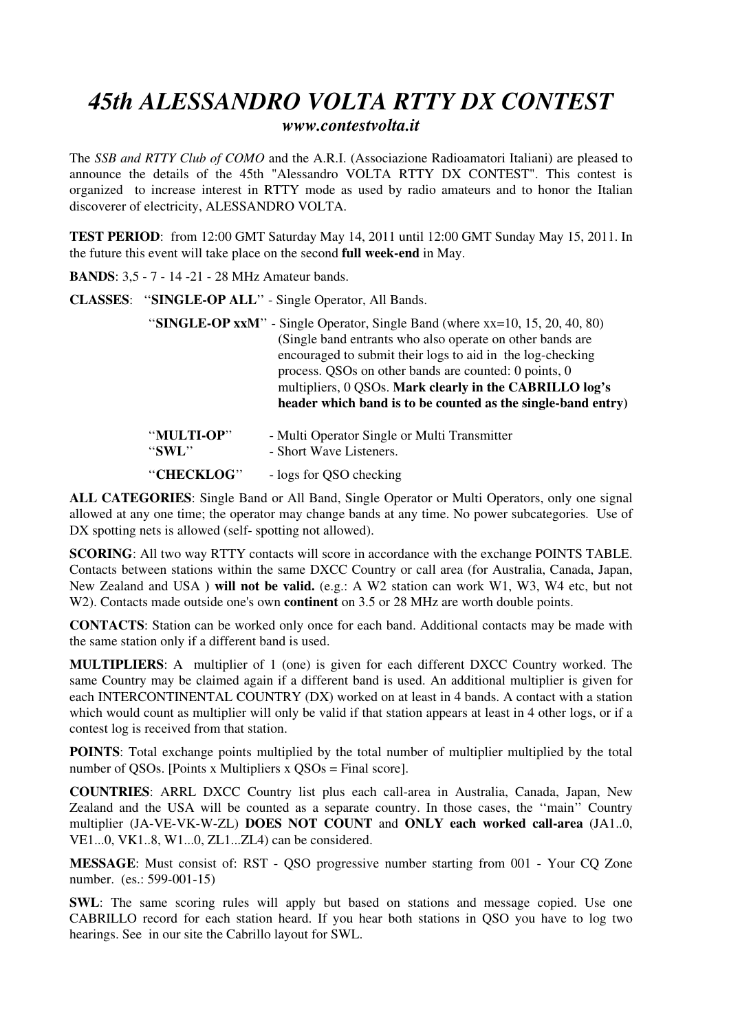# *45th ALESSANDRO VOLTA RTTY DX CONTEST*

***www.contestvolta.it***

The *SSB and RTTY Club of COMO* and the A.R.I. (Associazione Radioamatori Italiani) are pleased to announce the details of the 45th "Alessandro VOLTA RTTY DX CONTEST". This contest is organized to increase interest in RTTY mode as used by radio amateurs and to honor the Italian discoverer of electricity, ALESSANDRO VOLTA.

**TEST PERIOD**: from 12:00 GMT Saturday May 14, 2011 until 12:00 GMT Sunday May 15, 2011. In the future this event will take place on the second **full week-end** in May.

**BANDS**: 3,5 - 7 - 14 -21 - 28 MHz Amateur bands.

**CLASSES**: "**SINGLE-OP ALL**" - Single Operator, All Bands.

"**SINGLE-OP xxM**" - Single Operator, Single Band (where xx=10, 15, 20, 40, 80) (Single band entrants who also operate on other bands are encouraged to submit their logs to aid in the log-checking process. QSOs on other bands are counted: 0 points, 0 multipliers, 0 QSOs. **Mark clearly in the CABRILLO log's header which band is to be counted as the single-band entry)**

"**MULTI-OP**" - Multi Operator Single or Multi Transmitter

"**SWL**" - Short Wave Listeners.

"**CHECKLOG**" - logs for QSO checking

**ALL CATEGORIES**: Single Band or All Band, Single Operator or Multi Operators, only one signal allowed at any one time; the operator may change bands at any time. No power subcategories. Use of DX spotting nets is allowed (self- spotting not allowed).

**SCORING**: All two way RTTY contacts will score in accordance with the exchange POINTS TABLE. Contacts between stations within the same DXCC Country or call area (for Australia, Canada, Japan, New Zealand and USA **) will not be valid.** (e.g.: A W2 station can work W1, W3, W4 etc, but not W2). Contacts made outside one's own **continent** on 3.5 or 28 MHz are worth double points.

**CONTACTS**: Station can be worked only once for each band. Additional contacts may be made with the same station only if a different band is used.

**MULTIPLIERS**: A multiplier of 1 (one) is given for each different DXCC Country worked. The same Country may be claimed again if a different band is used. An additional multiplier is given for each INTERCONTINENTAL COUNTRY (DX) worked on at least in 4 bands. A contact with a station which would count as multiplier will only be valid if that station appears at least in 4 other logs, or if a contest log is received from that station.

**POINTS**: Total exchange points multiplied by the total number of multiplier multiplied by the total number of QSOs. [Points x Multipliers x QSOs = Final score].

**COUNTRIES**: ARRL DXCC Country list plus each call-area in Australia, Canada, Japan, New Zealand and the USA will be counted as a separate country. In those cases, the "main" Country multiplier (JA-VE-VK-W-ZL) **DOES NOT COUNT** and **ONLY each worked call-area** (JA1..0, VE1...0, VK1..8, W1...0, ZL1...ZL4) can be considered.

**MESSAGE**: Must consist of: RST - QSO progressive number starting from 001 - Your CQ Zone number. (es.: 599-001-15)

**SWL**: The same scoring rules will apply but based on stations and message copied. Use one CABRILLO record for each station heard. If you hear both stations in QSO you have to log two hearings. See in our site the Cabrillo layout for SWL.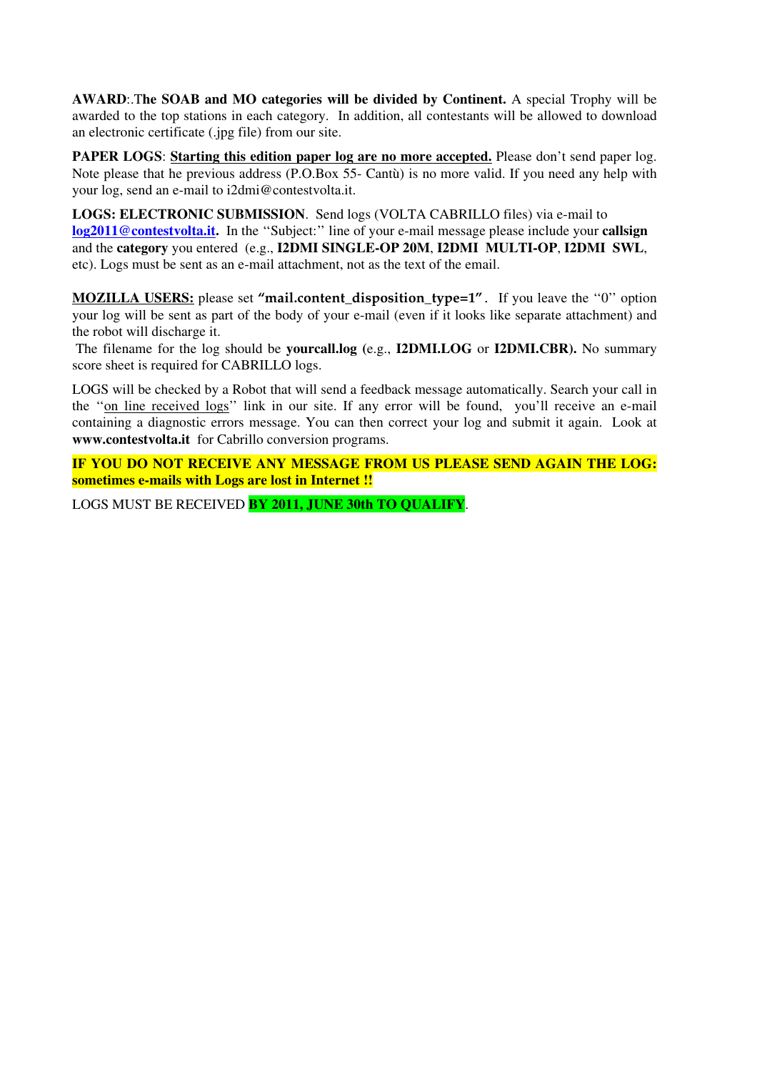**AWARD**:.**The SOAB and MO categories will be divided by Continent.** A special Trophy will be awarded to the top stations in each category. In addition, all contestants will be allowed to download an electronic certificate (.jpg file) from our site.

**PAPER LOGS**: **Starting this edition paper log are no more accepted.** Please don't send paper log. Note please that he previous address (P.O.Box 55- Cantù) is no more valid. If you need any help with your log, send an e-mail to i2dmi@contestvolta.it.

**LOGS: ELECTRONIC SUBMISSION**. Send logs (VOLTA CABRILLO files) via e-mail to **log2011@contestvolta.it.** In the ''Subject:'' line of your e-mail message please include your **callsign** and the **category** you entered (e.g., **I2DMI SINGLE-OP 20M**, **I2DMI MULTI-OP**, **I2DMI SWL**, etc). Logs must be sent as an e-mail attachment, not as the text of the email.

**MOZILLA USERS:** please set **"mail.content_disposition_type=1"**. If you leave the "0" option your log will be sent as part of the body of your e-mail (even if it looks like separate attachment) and the robot will discharge it.

The filename for the log should be **yourcall.log (**e.g., **I2DMI.LOG** or **I2DMI.CBR).** No summary score sheet is required for CABRILLO logs.

LOGS will be checked by a Robot that will send a feedback message automatically. Search your call in the ''on line received logs'' link in our site. If any error will be found, you'll receive an e-mail containing a diagnostic errors message. You can then correct your log and submit it again. Look at **www.contestvolta.it** for Cabrillo conversion programs.

**IF YOU DO NOT RECEIVE ANY MESSAGE FROM US PLEASE SEND AGAIN THE LOG: sometimes e-mails with Logs are lost in Internet !!**

LOGS MUST BE RECEIVED **BY 2011, JUNE 30th TO QUALIFY**.